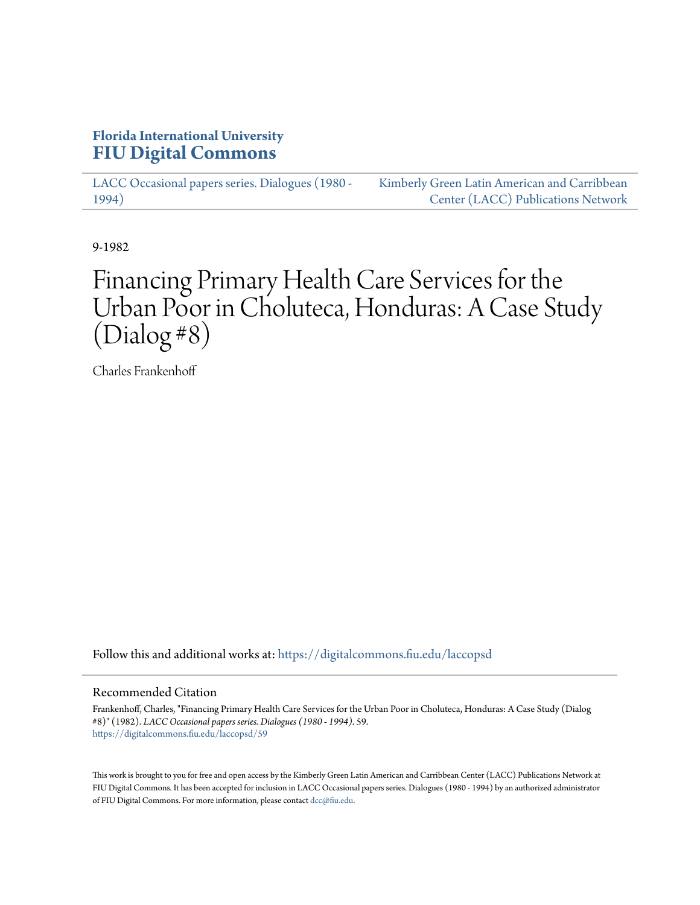**Florida International University**
**FIU Digital Commons**

LACC Occasional papers series. Dialogues (1980 - 1994)

Kimberly Green Latin American and Carribbean Center (LACC) Publications Network

9-1982

# Financing Primary Health Care Services for the Urban Poor in Choluteca, Honduras: A Case Study (Dialog #8)

Charles Frankenhoff

Follow this and additional works at: https://digitalcommons.fiu.edu/laccopsd

## Recommended Citation

Frankenhoff, Charles, "Financing Primary Health Care Services for the Urban Poor in Choluteca, Honduras: A Case Study (Dialog #8)" (1982). *LACC Occasional papers series. Dialogues (1980 - 1994)*. 59.
https://digitalcommons.fiu.edu/laccopsd/59

This work is brought to you for free and open access by the Kimberly Green Latin American and Carribbean Center (LACC) Publications Network at FIU Digital Commons. It has been accepted for inclusion in LACC Occasional papers series. Dialogues (1980 - 1994) by an authorized administrator of FIU Digital Commons. For more information, please contact dcc@fiu.edu.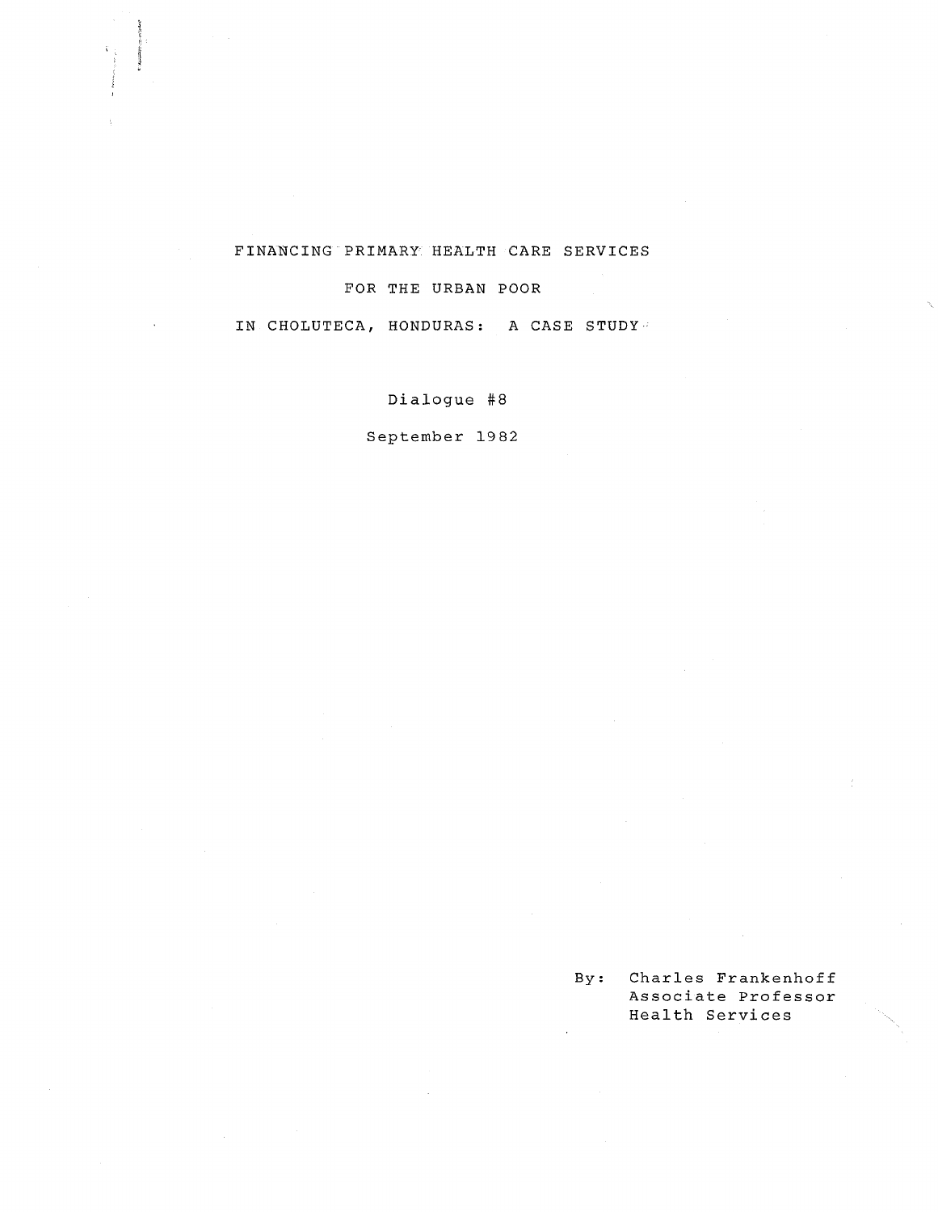# FINANCING PRIMARY HEALTH CARE SERVICES FOR THE URBAN POOR IN CHOLUTECA, HONDURAS: A CASE STUDY

Dialogue #8

September 1982

By: Charles Frankenhoff
Associate Professor
Health Services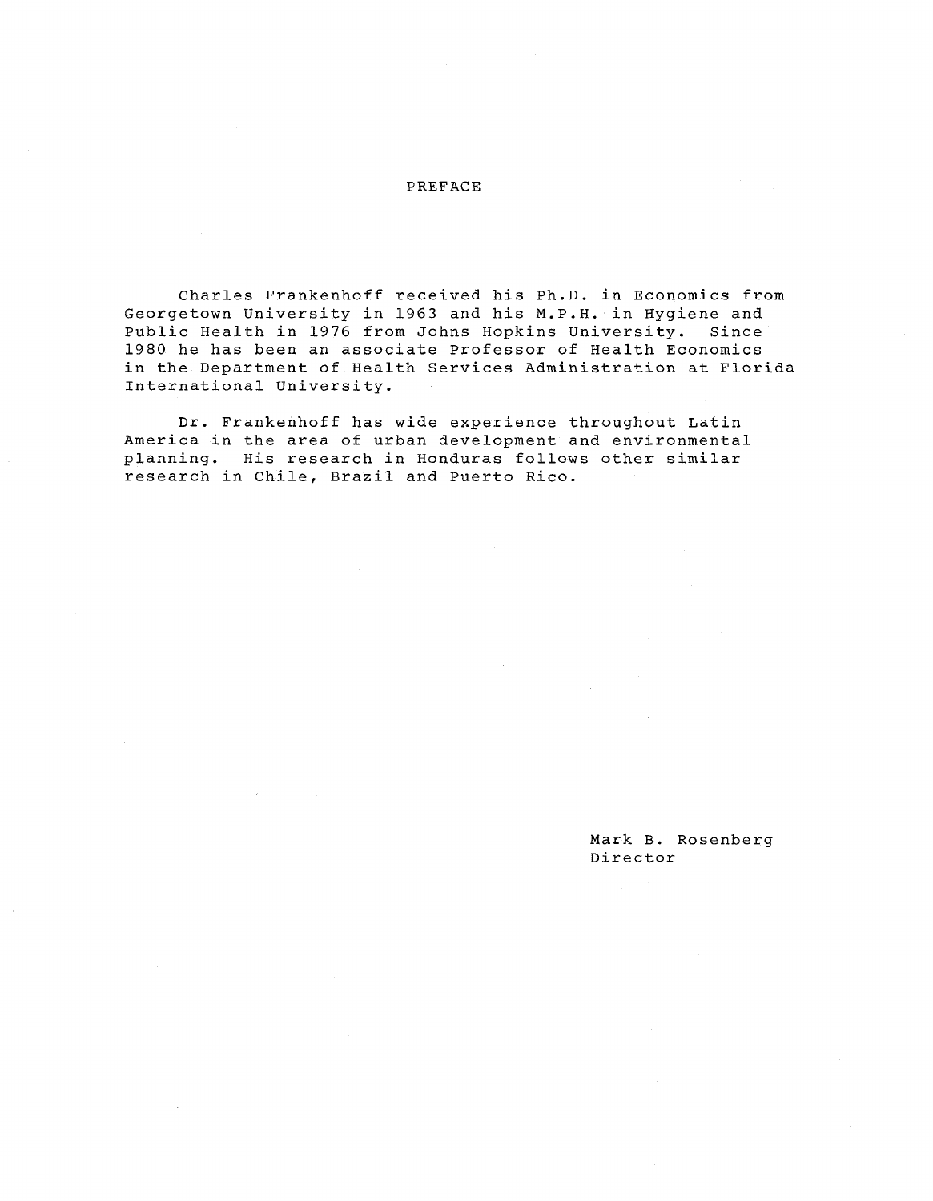# PREFACE

Charles Frankenhoff received his Ph.D. in Economics from Georgetown University in 1963 and his M.P.H. in Hygiene and Public Health in 1976 from Johns Hopkins University. Since 1980 he has been an associate Professor of Health Economics in the Department of Health Services Administration at Florida International University.

Dr. Frankenhoff has wide experience throughout Latin America in the area of urban development and environmental planning. His research in Honduras follows other similar research in Chile, Brazil and Puerto Rico.

Mark B. Rosenberg
Director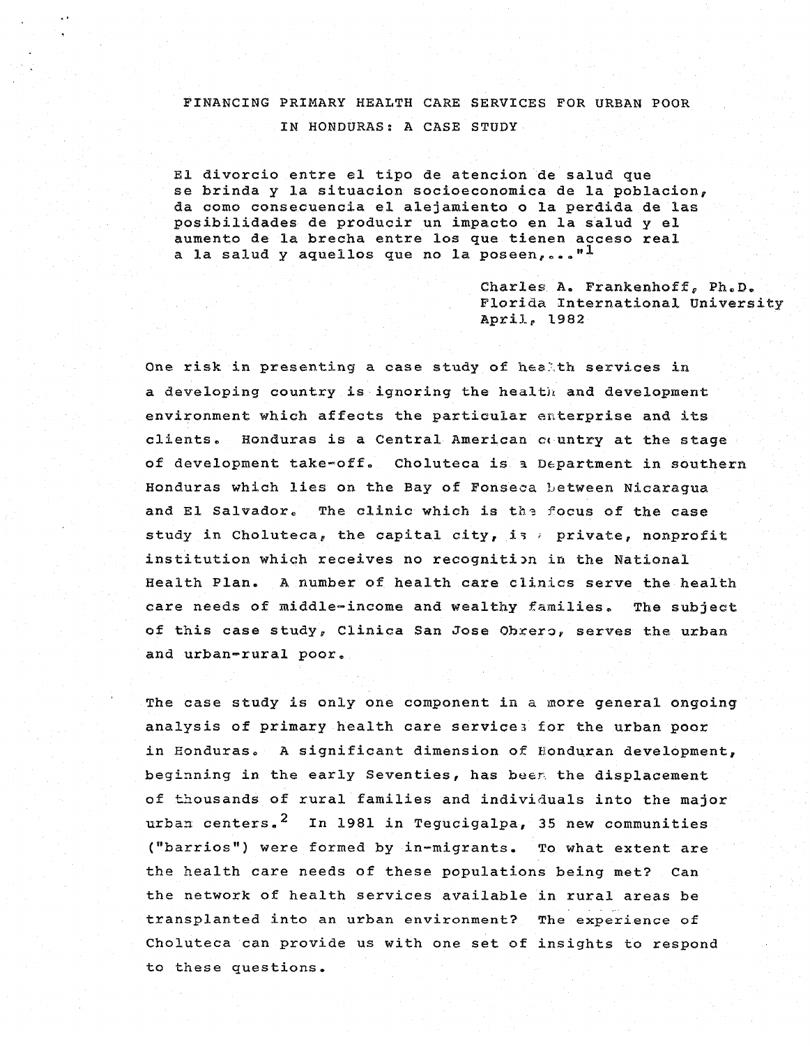# FINANCING PRIMARY HEALTH CARE SERVICES FOR URBAN POOR IN HONDURAS: A CASE STUDY

> El divorcio entre el tipo de atencion de salud que se brinda y la situacion socioeconomica de la poblacion, da como consecuencia el alejamiento o la perdida de las posibilidades de producir un impacto en la salud y el aumento de la brecha entre los que tienen acceso real a la salud y aquellos que no la poseen,..."[1]

Charles A. Frankenhoff, Ph.D.
Florida International University
April, 1982

One risk in presenting a case study of health services in a developing country is ignoring the health and development environment which affects the particular enterprise and its clients. Honduras is a Central American country at the stage of development take-off. Choluteca is a Department in southern Honduras which lies on the Bay of Fonseca between Nicaragua and El Salvador. The clinic which is the focus of the case study in Choluteca, the capital city, is a private, nonprofit institution which receives no recognition in the National Health Plan. A number of health care clinics serve the health care needs of middle-income and wealthy families. The subject of this case study, Clinica San Jose Obrero, serves the urban and urban-rural poor.

The case study is only one component in a more general ongoing analysis of primary health care services for the urban poor in Honduras. A significant dimension of Honduran development, beginning in the early Seventies, has been the displacement of thousands of rural families and individuals into the major urban centers.[2] In 1981 in Tegucigalpa, 35 new communities ("barrios") were formed by in-migrants. To what extent are the health care needs of these populations being met? Can the network of health services available in rural areas be transplanted into an urban environment? The experience of Choluteca can provide us with one set of insights to respond to these questions.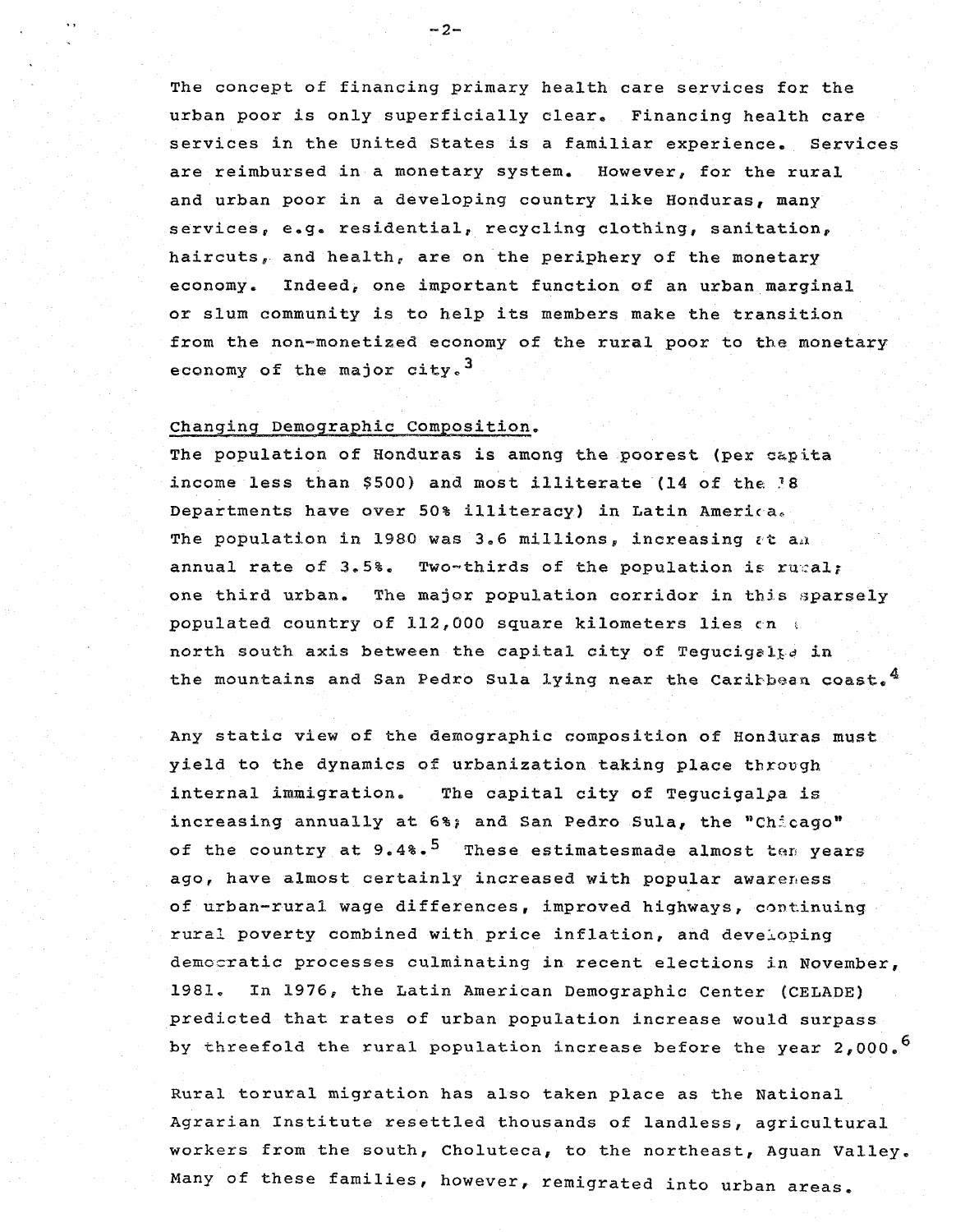The concept of financing primary health care services for the urban poor is only superficially clear. Financing health care services in the United States is a familiar experience. Services are reimbursed in a monetary system. However, for the rural and urban poor in a developing country like Honduras, many services, e.g. residential, recycling clothing, sanitation, haircuts, and health, are on the periphery of the monetary economy. Indeed, one important function of an urban marginal or slum community is to help its members make the transition from the non-monetized economy of the rural poor to the monetary economy of the major city.[3]

Changing Demographic Composition.

The population of Honduras is among the poorest (per capita income less than $500) and most illiterate (14 of the 18 Departments have over 50% illiteracy) in Latin America. The population in 1980 was 3.6 millions, increasing at an annual rate of 3.5%. Two-thirds of the population is rural; one third urban. The major population corridor in this sparsely populated country of 112,000 square kilometers lies on a north south axis between the capital city of Tegucigalpa in the mountains and San Pedro Sula lying near the Caribbean coast.[4]

Any static view of the demographic composition of Honduras must yield to the dynamics of urbanization taking place through internal immigration. The capital city of Tegucigalpa is increasing annually at 6%; and San Pedro Sula, the "Chicago" of the country at 9.4%.[5] These estimatesmade almost ten years ago, have almost certainly increased with popular awareness of urban-rural wage differences, improved highways, continuing rural poverty combined with price inflation, and developing democratic processes culminating in recent elections in November, 1981. In 1976, the Latin American Demographic Center (CELADE) predicted that rates of urban population increase would surpass by threefold the rural population increase before the year 2,000.[6]

Rural torural migration has also taken place as the National Agrarian Institute resettled thousands of landless, agricultural workers from the south, Choluteca, to the northeast, Aguan Valley. Many of these families, however, remigrated into urban areas.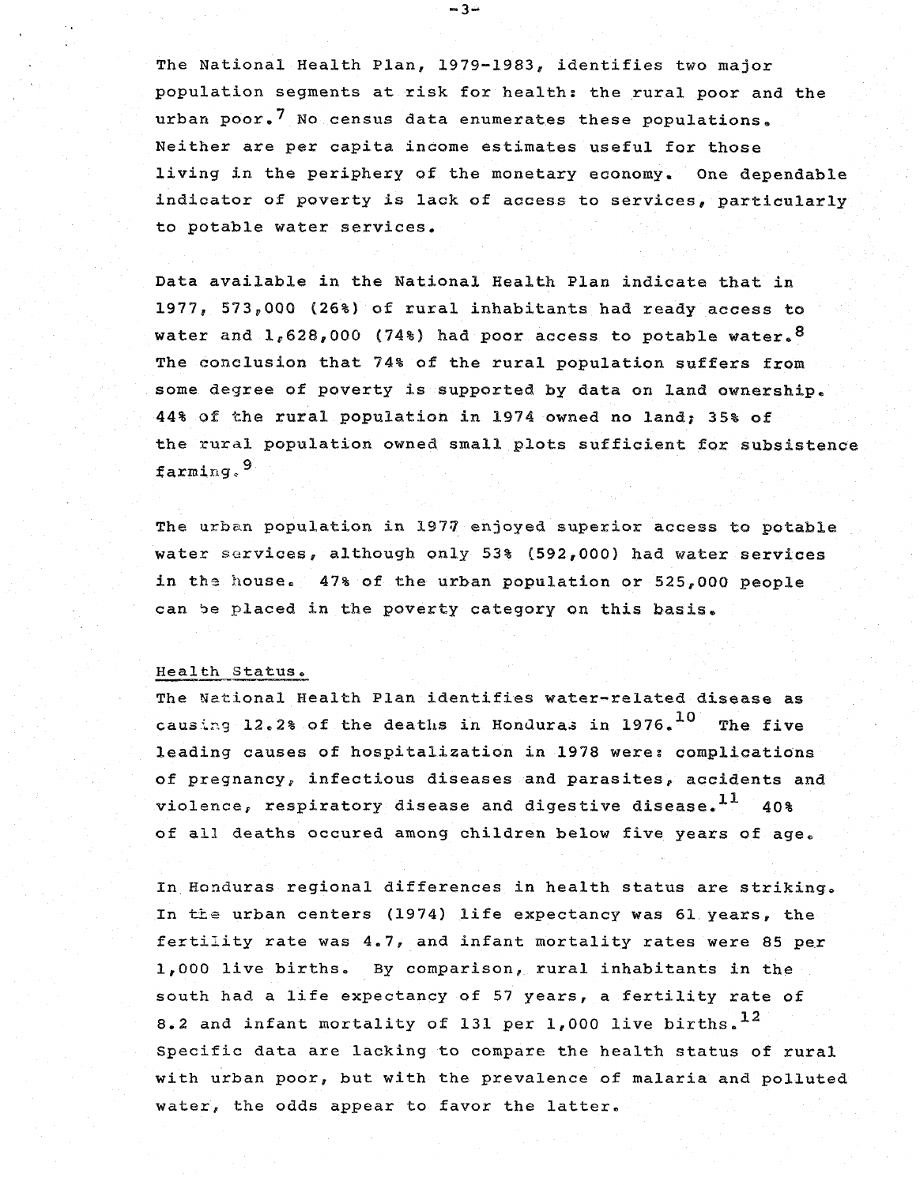The National Health Plan, 1979-1983, identifies two major population segments at risk for health: the rural poor and the urban poor.[7] No census data enumerates these populations. Neither are per capita income estimates useful for those living in the periphery of the monetary economy. One dependable indicator of poverty is lack of access to services, particularly to potable water services.

Data available in the National Health Plan indicate that in 1977, 573,000 (26%) of rural inhabitants had ready access to water and 1,628,000 (74%) had poor access to potable water.[8] The conclusion that 74% of the rural population suffers from some degree of poverty is supported by data on land ownership. 44% of the rural population in 1974 owned no land; 35% of the rural population owned small plots sufficient for subsistence farming.[9]

The urban population in 1977 enjoyed superior access to potable water services, although only 53% (592,000) had water services in the house. 47% of the urban population or 525,000 people can be placed in the poverty category on this basis.

Health Status.

The National Health Plan identifies water-related disease as causing 12.2% of the deaths in Honduras in 1976.[10] The five leading causes of hospitalization in 1978 were: complications of pregnancy, infectious diseases and parasites, accidents and violence, respiratory disease and digestive disease.[11] 40% of all deaths occured among children below five years of age.

In Honduras regional differences in health status are striking. In the urban centers (1974) life expectancy was 61 years, the fertility rate was 4.7, and infant mortality rates were 85 per 1,000 live births. By comparison, rural inhabitants in the south had a life expectancy of 57 years, a fertility rate of 8.2 and infant mortality of 131 per 1,000 live births.[12] Specific data are lacking to compare the health status of rural with urban poor, but with the prevalence of malaria and polluted water, the odds appear to favor the latter.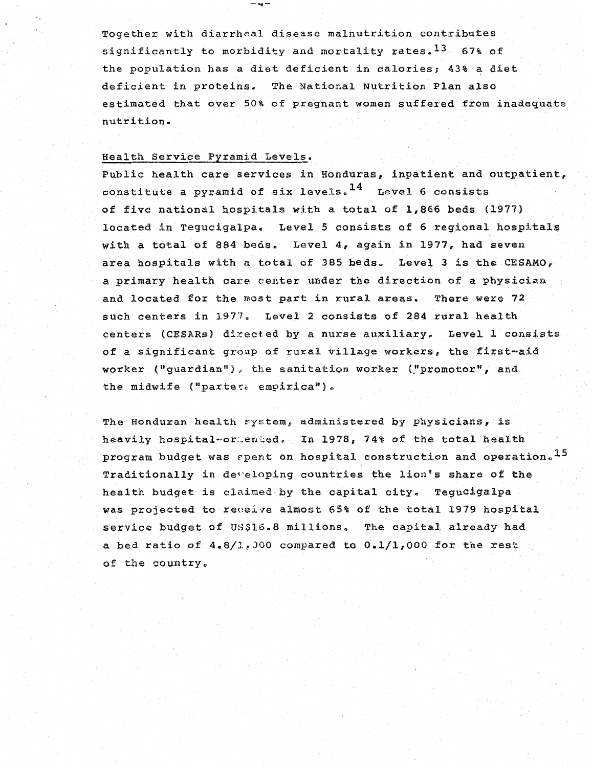Together with diarrheal disease malnutrition contributes significantly to morbidity and mortality rates.[13] 67% of the population has a diet deficient in calories; 43% a diet deficient in proteins. The National Nutrition Plan also estimated that over 50% of pregnant women suffered from inadequate nutrition.

## Health Service Pyramid Levels.

Public health care services in Honduras, inpatient and outpatient, constitute a pyramid of six levels.[14] Level 6 consists of five national hospitals with a total of 1,866 beds (1977) located in Tegucigalpa. Level 5 consists of 6 regional hospitals with a total of 884 beds. Level 4, again in 1977, had seven area hospitals with a total of 385 beds. Level 3 is the CESAMO, a primary health care center under the direction of a physician and located for the most part in rural areas. There were 72 such centers in 1977. Level 2 consists of 284 rural health centers (CESARs) directed by a nurse auxiliary. Level 1 consists of a significant group of rural village workers, the first-aid worker ("guardian"), the sanitation worker ("promotor", and the midwife ("partera empirica").

The Honduran health system, administered by physicians, is heavily hospital-oriented. In 1978, 74% of the total health program budget was spent on hospital construction and operation.[15] Traditionally in developing countries the lion's share of the health budget is claimed by the capital city. Tegucigalpa was projected to receive almost 65% of the total 1979 hospital service budget of US$16.8 millions. The capital already had a bed ratio of 4.8/1,000 compared to 0.1/1,000 for the rest of the country.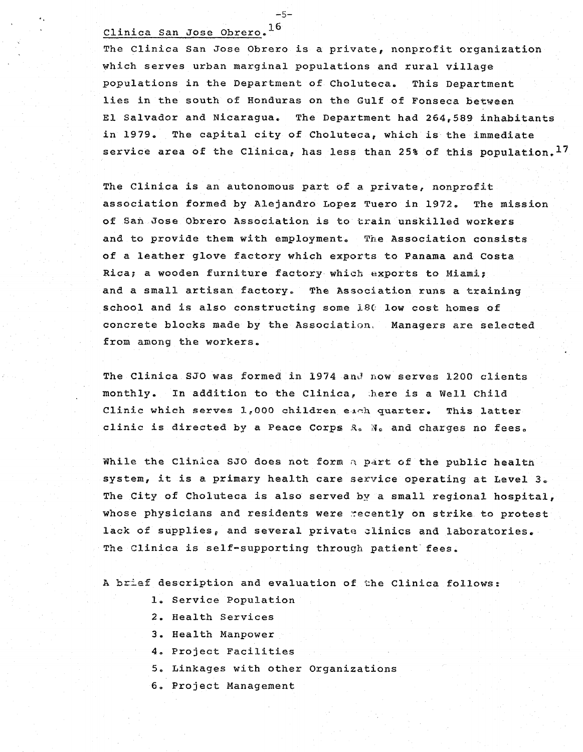## Clinica San Jose Obrero.[16]

The Clinica San Jose Obrero is a private, nonprofit organization which serves urban marginal populations and rural village populations in the Department of Choluteca. This Department lies in the south of Honduras on the Gulf of Fonseca between El Salvador and Nicaragua. The Department had 264,589 inhabitants in 1979. The capital city of Choluteca, which is the immediate service area of the Clinica, has less than 25% of this population.[17]

The Clinica is an autonomous part of a private, nonprofit association formed by Alejandro Lopez Tuero in 1972. The mission of San Jose Obrero Association is to train unskilled workers and to provide them with employment. The Association consists of a leather glove factory which exports to Panama and Costa Rica; a wooden furniture factory which exports to Miami; and a small artisan factory. The Association runs a training school and is also constructing some 180 low cost homes of concrete blocks made by the Association. Managers are selected from among the workers.

The Clinica SJO was formed in 1974 and now serves 1200 clients monthly. In addition to the Clinica, there is a Well Child Clinic which serves 1,000 children each quarter. This latter clinic is directed by a Peace Corps R. N. and charges no fees.

While the Clinica SJO does not form a part of the public health system, it is a primary health care service operating at Level 3. The City of Choluteca is also served by a small regional hospital, whose physicians and residents were recently on strike to protest lack of supplies, and several private clinics and laboratories. The Clinica is self-supporting through patient fees.

A brief description and evaluation of the Clinica follows:

1. Service Population
2. Health Services
3. Health Manpower
4. Project Facilities
5. Linkages with other Organizations
6. Project Management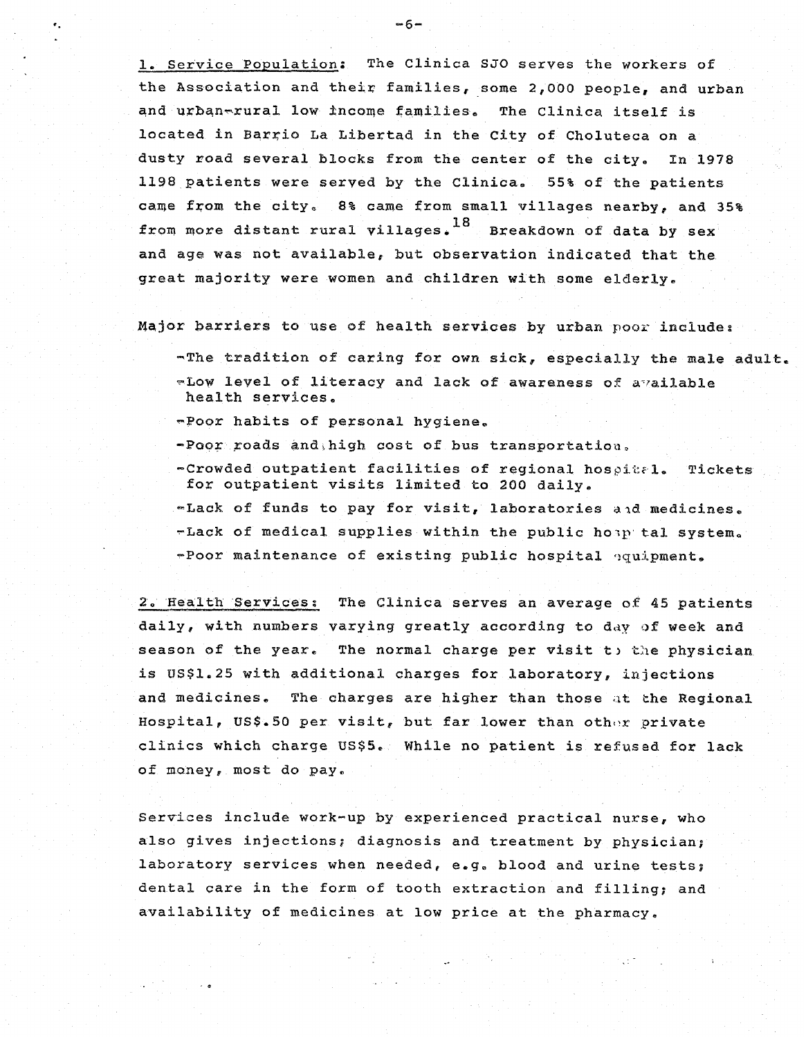1. Service Population: The Clinica SJO serves the workers of the Association and their families, some 2,000 people, and urban and urban-rural low income families. The Clinica itself is located in Barrio La Libertad in the City of Choluteca on a dusty road several blocks from the center of the city. In 1978 1198 patients were served by the Clinica. 55% of the patients came from the city. 8% came from small villages nearby, and 35% from more distant rural villages.[18] Breakdown of data by sex and age was not available, but observation indicated that the great majority were women and children with some elderly.

Major barriers to use of health services by urban poor include:

- The tradition of caring for own sick, especially the male adult.
- Low level of literacy and lack of awareness of available health services.
- Poor habits of personal hygiene.
- Poor roads and high cost of bus transportation.
- Crowded outpatient facilities of regional hospital. Tickets for outpatient visits limited to 200 daily.
- Lack of funds to pay for visit, laboratories and medicines.
- Lack of medical supplies within the public hospital system.
- Poor maintenance of existing public hospital equipment.

2. Health Services: The Clinica serves an average of 45 patients daily, with numbers varying greatly according to day of week and season of the year. The normal charge per visit to the physician is US$1.25 with additional charges for laboratory, injections and medicines. The charges are higher than those at the Regional Hospital, US$.50 per visit, but far lower than other private clinics which charge US$5. While no patient is refused for lack of money, most do pay.

Services include work-up by experienced practical nurse, who also gives injections; diagnosis and treatment by physician; laboratory services when needed, e.g. blood and urine tests; dental care in the form of tooth extraction and filling; and availability of medicines at low price at the pharmacy.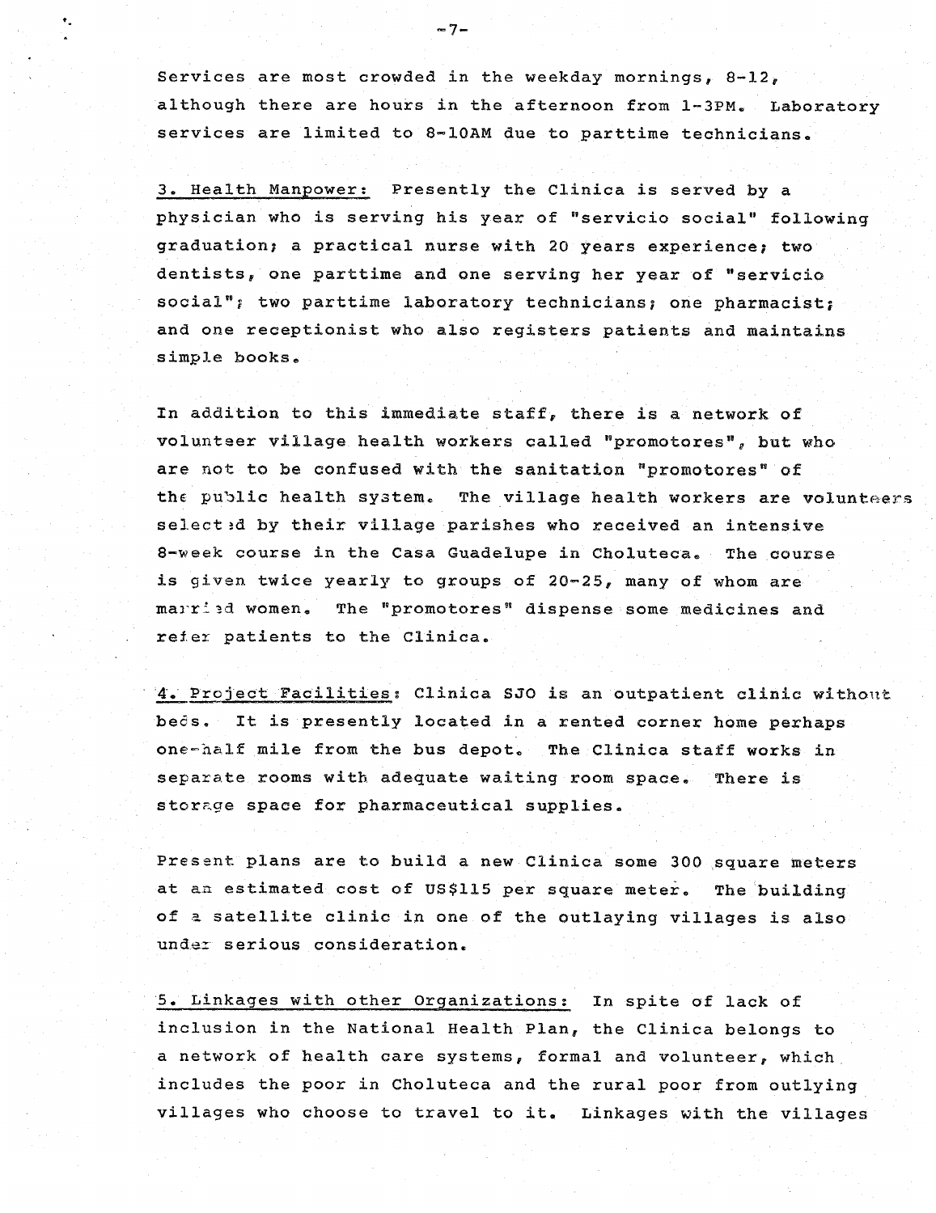Services are most crowded in the weekday mornings, 8-12, although there are hours in the afternoon from 1-3PM. Laboratory services are limited to 8-10AM due to parttime technicians.

3. Health Manpower: Presently the Clinica is served by a physician who is serving his year of "servicio social" following graduation; a practical nurse with 20 years experience; two dentists, one parttime and one serving her year of "servicio social"; two parttime laboratory technicians; one pharmacist; and one receptionist who also registers patients and maintains simple books.

In addition to this immediate staff, there is a network of volunteer village health workers called "promotores", but who are not to be confused with the sanitation "promotores" of the public health system. The village health workers are volunteers selected by their village parishes who received an intensive 8-week course in the Casa Guadelupe in Choluteca. The course is given twice yearly to groups of 20-25, many of whom are married women. The "promotores" dispense some medicines and refer patients to the Clinica.

4. Project Facilities: Clinica SJO is an outpatient clinic without beds. It is presently located in a rented corner home perhaps one-half mile from the bus depot. The Clinica staff works in separate rooms with adequate waiting room space. There is storage space for pharmaceutical supplies.

Present plans are to build a new Clinica some 300 square meters at an estimated cost of US$115 per square meter. The building of a satellite clinic in one of the outlaying villages is also under serious consideration.

5. Linkages with other Organizations: In spite of lack of inclusion in the National Health Plan, the Clinica belongs to a network of health care systems, formal and volunteer, which includes the poor in Choluteca and the rural poor from outlying villages who choose to travel to it. Linkages with the villages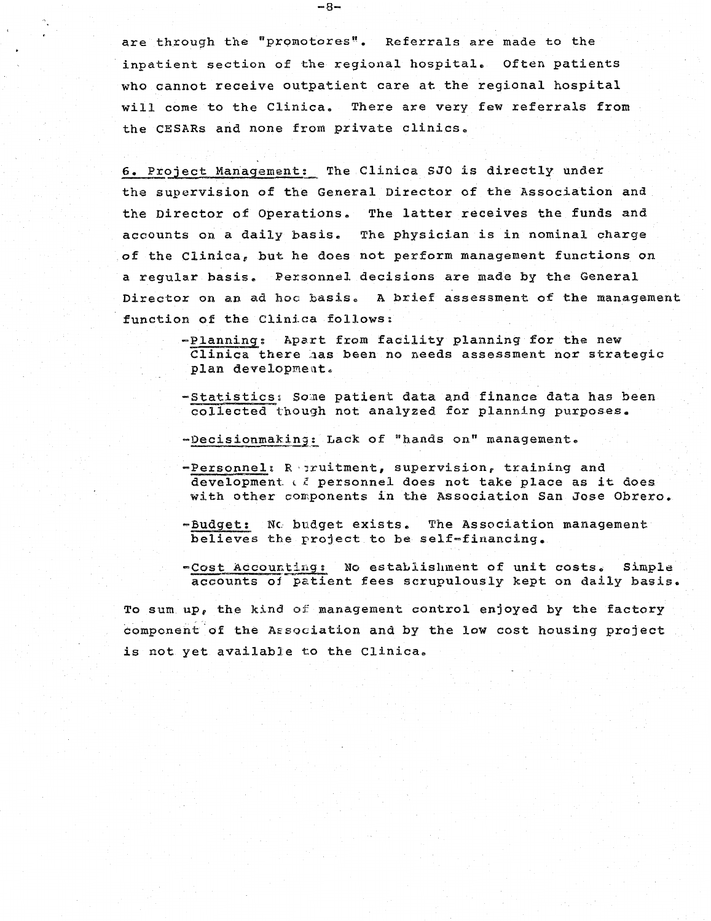are through the "promotores". Referrals are made to the inpatient section of the regional hospital. Often patients who cannot receive outpatient care at the regional hospital will come to the Clinica. There are very few referrals from the CESARs and none from private clinics.

<u>6. Project Management:</u> The Clinica SJO is directly under the supervision of the General Director of the Association and the Director of Operations. The latter receives the funds and accounts on a daily basis. The physician is in nominal charge of the Clinica, but he does not perform management functions on a regular basis. Personnel decisions are made by the General Director on an ad hoc basis. A brief assessment of the management function of the Clinica follows:

- <u>Planning:</u> Apart from facility planning for the new Clinica there has been no needs assessment nor strategic plan development.
- <u>Statistics:</u> Some patient data and finance data has been collected though not analyzed for planning purposes.
- <u>Decisionmaking:</u> Lack of "hands on" management.
- <u>Personnel:</u> Recruitment, supervision, training and development of personnel does not take place as it does with other components in the Association San Jose Obrero.
- <u>Budget:</u> No budget exists. The Association management believes the project to be self-financing.
- <u>Cost Accounting:</u> No establishment of unit costs. Simple accounts of patient fees scrupulously kept on daily basis.

To sum up, the kind of management control enjoyed by the factory component of the Association and by the low cost housing project is not yet available to the Clinica.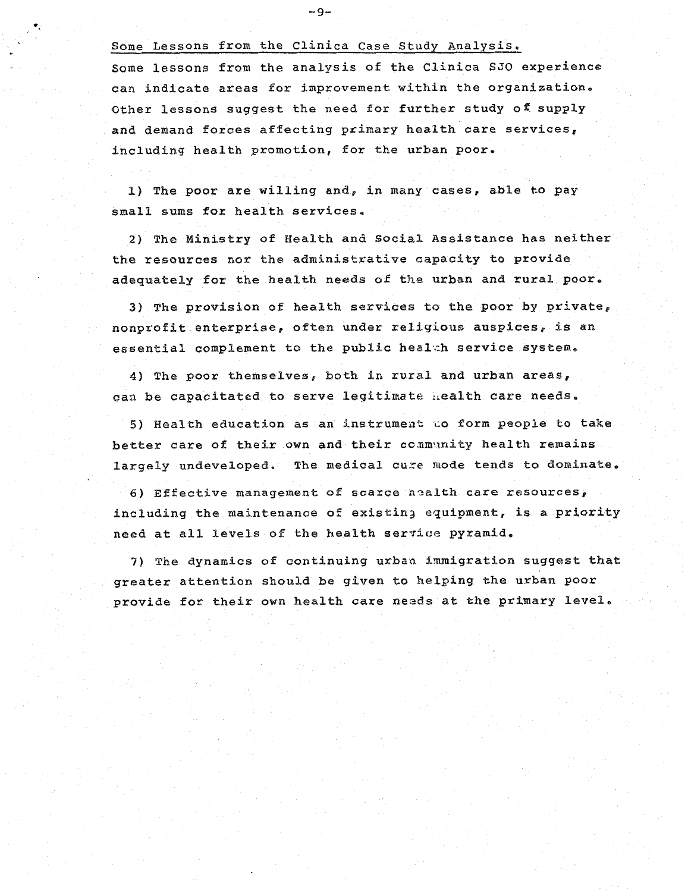Some Lessons from the Clinica Case Study Analysis.

Some lessons from the analysis of the Clinica SJO experience can indicate areas for improvement within the organization. Other lessons suggest the need for further study of supply and demand forces affecting primary health care services, including health promotion, for the urban poor.

1) The poor are willing and, in many cases, able to pay small sums for health services.

2) The Ministry of Health and Social Assistance has neither the resources nor the administrative capacity to provide adequately for the health needs of the urban and rural poor.

3) The provision of health services to the poor by private, nonprofit enterprise, often under religious auspices, is an essential complement to the public health service system.

4) The poor themselves, both in rural and urban areas, can be capacitated to serve legitimate health care needs.

5) Health education as an instrument to form people to take better care of their own and their community health remains largely undeveloped. The medical cure mode tends to dominate.

6) Effective management of scarce health care resources, including the maintenance of existing equipment, is a priority need at all levels of the health service pyramid.

7) The dynamics of continuing urban immigration suggest that greater attention should be given to helping the urban poor provide for their own health care needs at the primary level.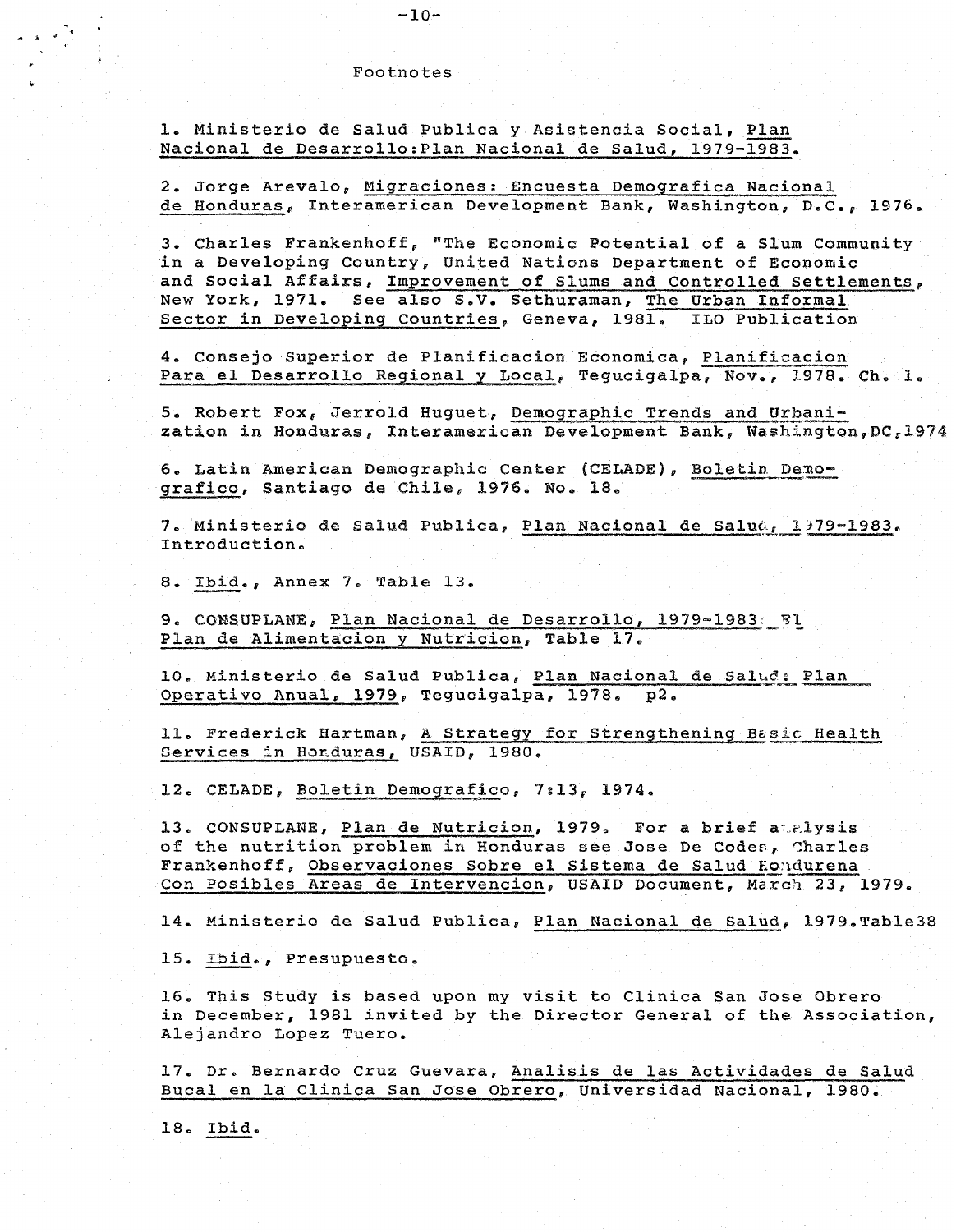## Footnotes

1. Ministerio de Salud Publica y Asistencia Social, Plan Nacional de Desarrollo:Plan Nacional de Salud, 1979-1983.

2. Jorge Arevalo, Migraciones: Encuesta Demografica Nacional de Honduras, Interamerican Development Bank, Washington, D.C., 1976.

3. Charles Frankenhoff, "The Economic Potential of a Slum Community in a Developing Country, United Nations Department of Economic and Social Affairs, Improvement of Slums and Controlled Settlements, New York, 1971. See also S.V. Sethuraman, The Urban Informal Sector in Developing Countries, Geneva, 1981. ILO Publication

4. Consejo Superior de Planificacion Economica, Planificacion Para el Desarrollo Regional y Local, Tegucigalpa, Nov., 1978. Ch. 1.

5. Robert Fox, Jerrold Huguet, Demographic Trends and Urbanization in Honduras, Interamerican Development Bank, Washington,DC,1974

6. Latin American Demographic Center (CELADE), Boletin Demografico, Santiago de Chile, 1976. No. 18.

7. Ministerio de Salud Publica, Plan Nacional de Salud, 1979-1983. Introduction.

8. Ibid., Annex 7. Table 13.

9. CONSUPLANE, Plan Nacional de Desarrollo, 1979-1983: El Plan de Alimentacion y Nutricion, Table 17.

10. Ministerio de Salud Publica, Plan Nacional de Salud: Plan Operativo Anual, 1979, Tegucigalpa, 1978. p2.

11. Frederick Hartman, A Strategy for Strengthening Basic Health Services in Honduras, USAID, 1980.

12. CELADE, Boletin Demografico, 7:13, 1974.

13. CONSUPLANE, Plan de Nutricion, 1979. For a brief analysis of the nutrition problem in Honduras see Jose De Codes, Charles Frankenhoff, Observaciones Sobre el Sistema de Salud Hondurena Con Posibles Areas de Intervencion, USAID Document, March 23, 1979.

14. Ministerio de Salud Publica, Plan Nacional de Salud, 1979.Table38

15. Ibid., Presupuesto.

16. This Study is based upon my visit to Clinica San Jose Obrero in December, 1981 invited by the Director General of the Association, Alejandro Lopez Tuero.

17. Dr. Bernardo Cruz Guevara, Analisis de las Actividades de Salud Bucal en la Clinica San Jose Obrero, Universidad Nacional, 1980.

18. Ibid.